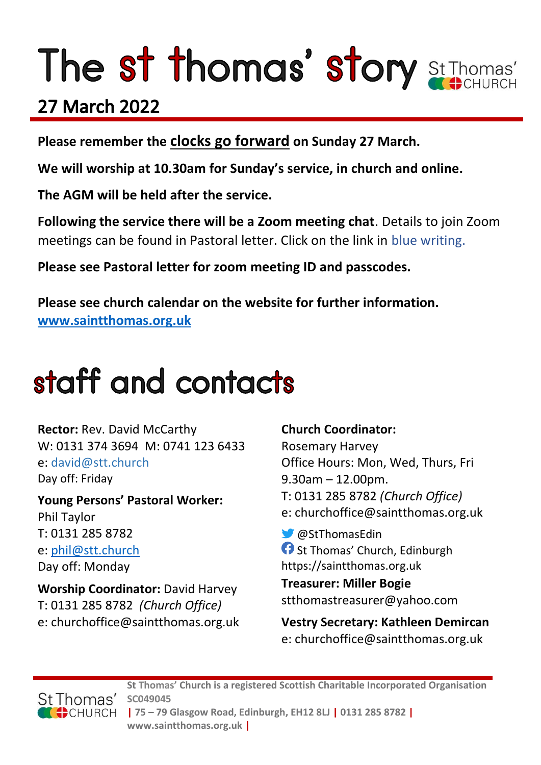# The st thomas' story

St Thomas' CHURCH

## 27 March 2022

**Please remember the clocks go forward on Sunday 27 March.**

**We will worship at 10.30am for Sunday's service, in church and online.**

**The AGM will be held after the service.**

**Following the service there will be a Zoom meeting chat**. Details to join Zoom meetings can be found in Pastoral letter. Click on the link in blue writing.

**Please see Pastoral letter for zoom meeting ID and passcodes.**

**Please see church calendar on the website for further information.**
**www.saintthomas.org.uk**

# staff and contacts

**Rector:** Rev. David McCarthy
W: 0131 374 3694 M: 0741 123 6433
e: david@stt.church
Day off: Friday

**Young Persons' Pastoral Worker:**
Phil Taylor
T: 0131 285 8782
e: phil@stt.church
Day off: Monday

**Worship Coordinator:** David Harvey
T: 0131 285 8782 *(Church Office)*
e: churchoffice@saintthomas.org.uk

**Church Coordinator:**
Rosemary Harvey
Office Hours: Mon, Wed, Thurs, Fri
9.30am – 12.00pm.
T: 0131 285 8782 *(Church Office)*
e: churchoffice@saintthomas.org.uk

@StThomasEdin
St Thomas' Church, Edinburgh
https://saintthomas.org.uk

**Treasurer: Miller Bogie**
stthomastreasurer@yahoo.com

**Vestry Secretary: Kathleen Demircan**
e: churchoffice@saintthomas.org.uk

St Thomas' CHURCH

**St Thomas' Church is a registered Scottish Charitable Incorporated Organisation SC049045 | 75 – 79 Glasgow Road, Edinburgh, EH12 8LJ | 0131 285 8782 | www.saintthomas.org.uk |**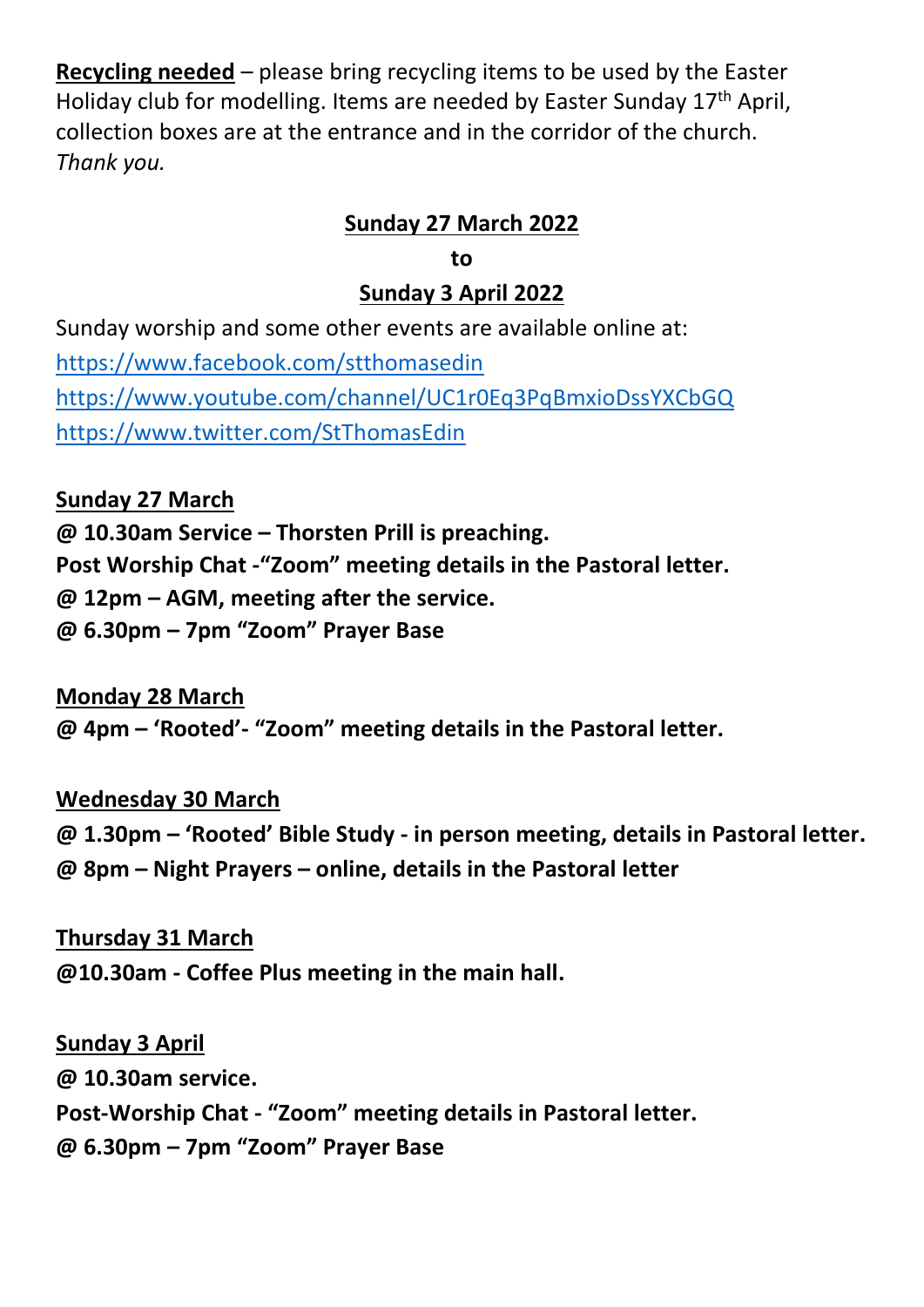**Recycling needed** – please bring recycling items to be used by the Easter Holiday club for modelling. Items are needed by Easter Sunday 17th April, collection boxes are at the entrance and in the corridor of the church. *Thank you.*

**Sunday 27 March 2022**

**to**

**Sunday 3 April 2022**

Sunday worship and some other events are available online at:

https://www.facebook.com/stthomasedin

https://www.youtube.com/channel/UC1r0Eq3PqBmxioDssYXCbGQ

https://www.twitter.com/StThomasEdin

**Sunday 27 March**

**@ 10.30am Service – Thorsten Prill is preaching.**
**Post Worship Chat -"Zoom" meeting details in the Pastoral letter.**
**@ 12pm – AGM, meeting after the service.**
**@ 6.30pm – 7pm "Zoom" Prayer Base**

**Monday 28 March**

**@ 4pm – 'Rooted'- "Zoom" meeting details in the Pastoral letter.**

**Wednesday 30 March**

**@ 1.30pm – 'Rooted' Bible Study - in person meeting, details in Pastoral letter.**
**@ 8pm – Night Prayers – online, details in the Pastoral letter**

**Thursday 31 March**

**@10.30am - Coffee Plus meeting in the main hall.**

**Sunday 3 April**

**@ 10.30am service.**
**Post-Worship Chat - "Zoom" meeting details in Pastoral letter.**
**@ 6.30pm – 7pm "Zoom" Prayer Base**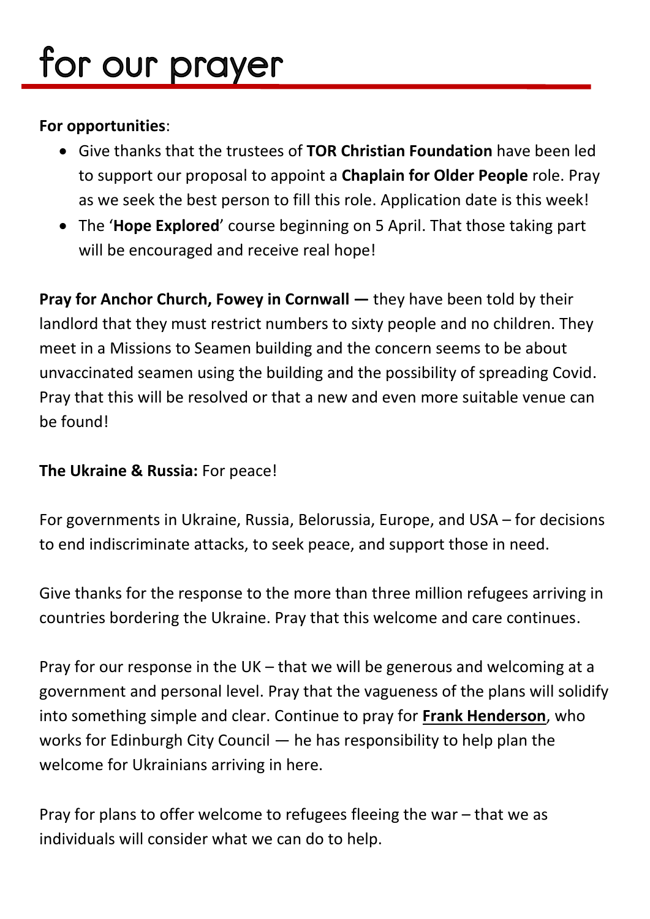# for our prayer

**For opportunities**:

- Give thanks that the trustees of **TOR Christian Foundation** have been led to support our proposal to appoint a **Chaplain for Older People** role. Pray as we seek the best person to fill this role. Application date is this week!
- The '**Hope Explored**' course beginning on 5 April. That those taking part will be encouraged and receive real hope!

**Pray for Anchor Church, Fowey in Cornwall —** they have been told by their landlord that they must restrict numbers to sixty people and no children. They meet in a Missions to Seamen building and the concern seems to be about unvaccinated seamen using the building and the possibility of spreading Covid. Pray that this will be resolved or that a new and even more suitable venue can be found!

**The Ukraine & Russia:** For peace!

For governments in Ukraine, Russia, Belorussia, Europe, and USA – for decisions to end indiscriminate attacks, to seek peace, and support those in need.

Give thanks for the response to the more than three million refugees arriving in countries bordering the Ukraine. Pray that this welcome and care continues.

Pray for our response in the UK – that we will be generous and welcoming at a government and personal level. Pray that the vagueness of the plans will solidify into something simple and clear. Continue to pray for **Frank Henderson**, who works for Edinburgh City Council — he has responsibility to help plan the welcome for Ukrainians arriving in here.

Pray for plans to offer welcome to refugees fleeing the war – that we as individuals will consider what we can do to help.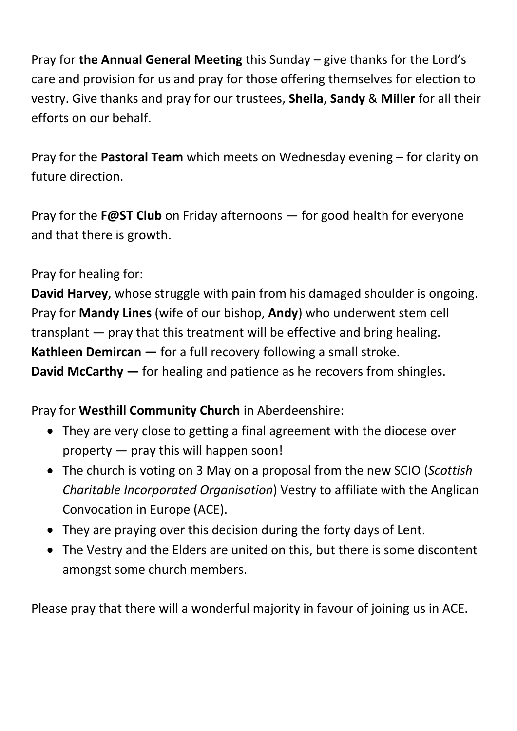Pray for **the Annual General Meeting** this Sunday – give thanks for the Lord's care and provision for us and pray for those offering themselves for election to vestry. Give thanks and pray for our trustees, **Sheila**, **Sandy** & **Miller** for all their efforts on our behalf.

Pray for the **Pastoral Team** which meets on Wednesday evening – for clarity on future direction.

Pray for the **F@ST Club** on Friday afternoons — for good health for everyone and that there is growth.

Pray for healing for:
**David Harvey**, whose struggle with pain from his damaged shoulder is ongoing.
Pray for **Mandy Lines** (wife of our bishop, **Andy**) who underwent stem cell transplant — pray that this treatment will be effective and bring healing.
**Kathleen Demircan —** for a full recovery following a small stroke.
**David McCarthy —** for healing and patience as he recovers from shingles.

Pray for **Westhill Community Church** in Aberdeenshire:

- They are very close to getting a final agreement with the diocese over property — pray this will happen soon!
- The church is voting on 3 May on a proposal from the new SCIO (*Scottish Charitable Incorporated Organisation*) Vestry to affiliate with the Anglican Convocation in Europe (ACE).
- They are praying over this decision during the forty days of Lent.
- The Vestry and the Elders are united on this, but there is some discontent amongst some church members.

Please pray that there will a wonderful majority in favour of joining us in ACE.